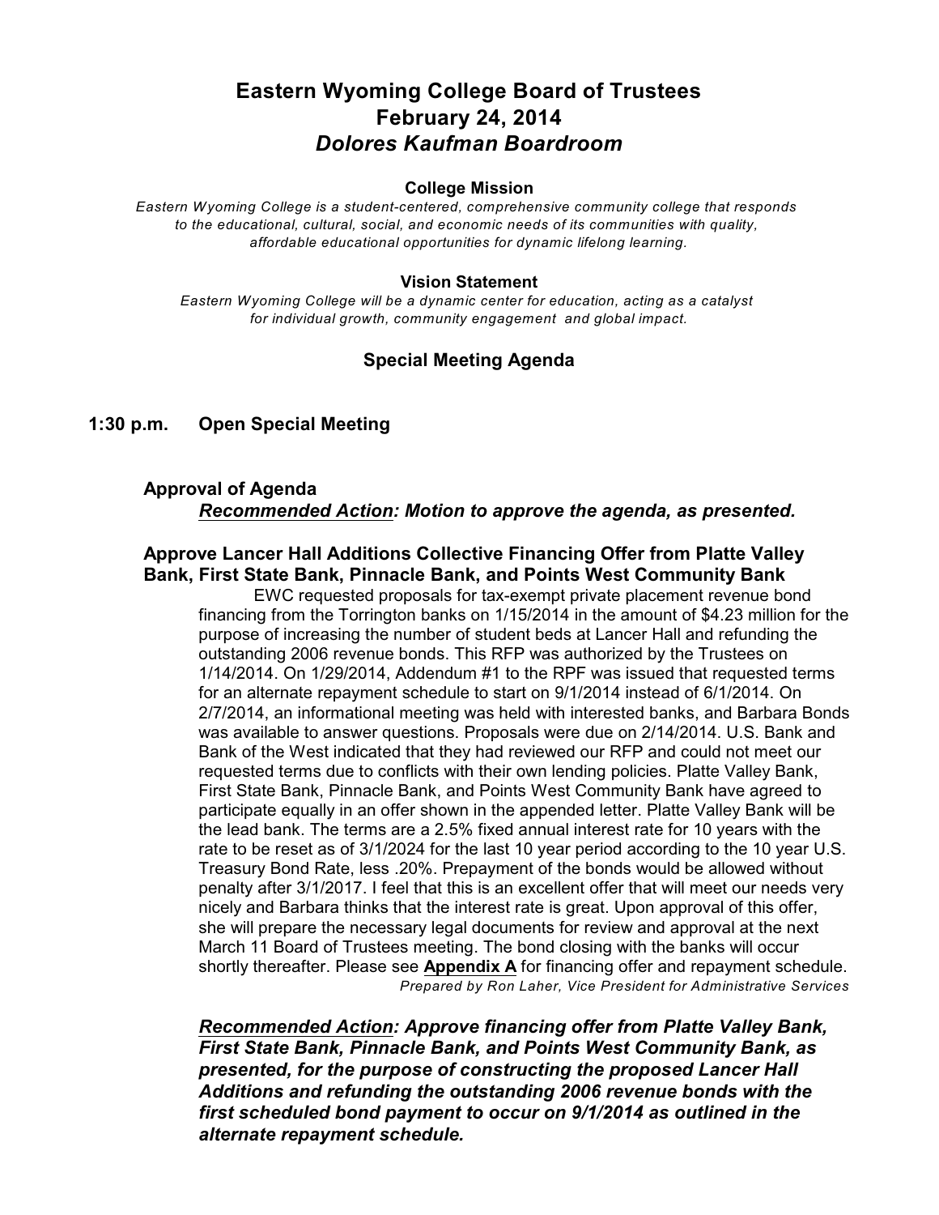# Eastern Wyoming College Board of Trustees
# February 24, 2014
# *Dolores Kaufman Boardroom*

### College Mission

*Eastern Wyoming College is a student-centered, comprehensive community college that responds to the educational, cultural, social, and economic needs of its communities with quality, affordable educational opportunities for dynamic lifelong learning.*

### Vision Statement

*Eastern Wyoming College will be a dynamic center for education, acting as a catalyst for individual growth, community engagement and global impact.*

## Special Meeting Agenda

**1:30 p.m. Open Special Meeting**

**Approval of Agenda**

***Recommended Action:* *Motion to approve the agenda, as presented.***

**Approve Lancer Hall Additions Collective Financing Offer from Platte Valley Bank, First State Bank, Pinnacle Bank, and Points West Community Bank**

EWC requested proposals for tax-exempt private placement revenue bond financing from the Torrington banks on 1/15/2014 in the amount of $4.23 million for the purpose of increasing the number of student beds at Lancer Hall and refunding the outstanding 2006 revenue bonds. This RFP was authorized by the Trustees on 1/14/2014. On 1/29/2014, Addendum #1 to the RPF was issued that requested terms for an alternate repayment schedule to start on 9/1/2014 instead of 6/1/2014. On 2/7/2014, an informational meeting was held with interested banks, and Barbara Bonds was available to answer questions. Proposals were due on 2/14/2014. U.S. Bank and Bank of the West indicated that they had reviewed our RFP and could not meet our requested terms due to conflicts with their own lending policies. Platte Valley Bank, First State Bank, Pinnacle Bank, and Points West Community Bank have agreed to participate equally in an offer shown in the appended letter. Platte Valley Bank will be the lead bank. The terms are a 2.5% fixed annual interest rate for 10 years with the rate to be reset as of 3/1/2024 for the last 10 year period according to the 10 year U.S. Treasury Bond Rate, less .20%. Prepayment of the bonds would be allowed without penalty after 3/1/2017. I feel that this is an excellent offer that will meet our needs very nicely and Barbara thinks that the interest rate is great. Upon approval of this offer, she will prepare the necessary legal documents for review and approval at the next March 11 Board of Trustees meeting. The bond closing with the banks will occur shortly thereafter. Please see **Appendix A** for financing offer and repayment schedule.

*Prepared by Ron Laher, Vice President for Administrative Services*

***Recommended Action:* *Approve financing offer from Platte Valley Bank, First State Bank, Pinnacle Bank, and Points West Community Bank, as presented, for the purpose of constructing the proposed Lancer Hall Additions and refunding the outstanding 2006 revenue bonds with the first scheduled bond payment to occur on 9/1/2014 as outlined in the alternate repayment schedule.***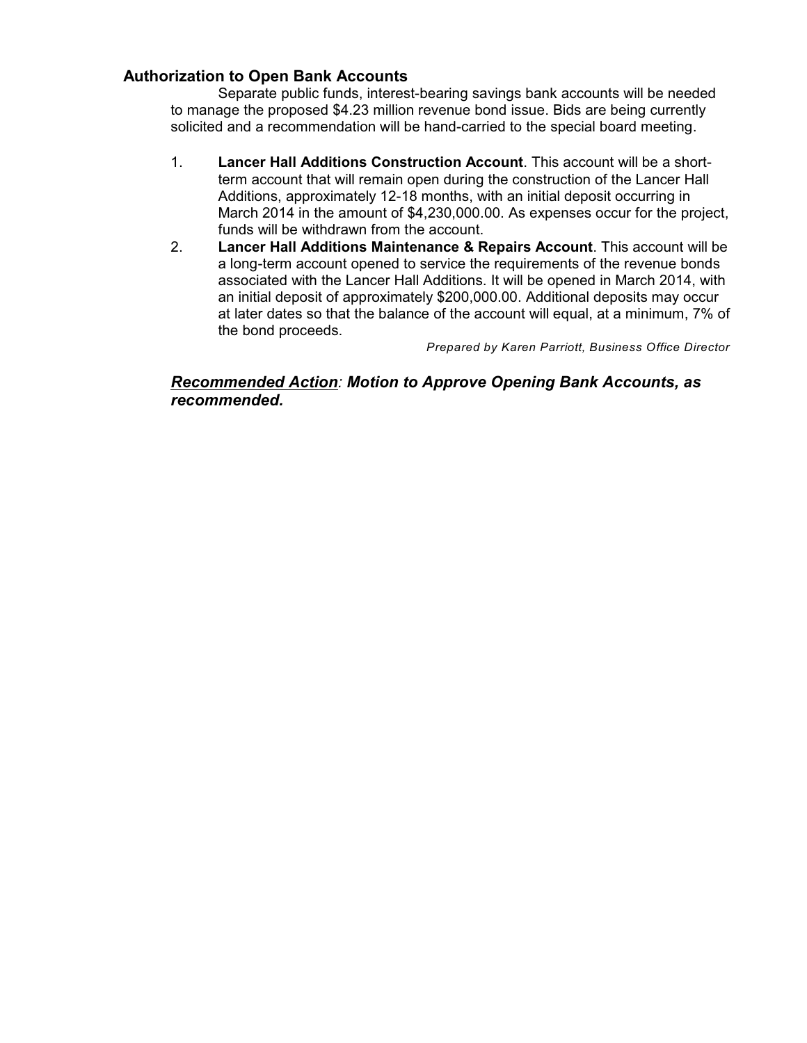## Authorization to Open Bank Accounts

Separate public funds, interest-bearing savings bank accounts will be needed to manage the proposed $4.23 million revenue bond issue. Bids are being currently solicited and a recommendation will be hand-carried to the special board meeting.

1. **Lancer Hall Additions Construction Account**. This account will be a short-term account that will remain open during the construction of the Lancer Hall Additions, approximately 12-18 months, with an initial deposit occurring in March 2014 in the amount of $4,230,000.00. As expenses occur for the project, funds will be withdrawn from the account.
2. **Lancer Hall Additions Maintenance & Repairs Account**. This account will be a long-term account opened to service the requirements of the revenue bonds associated with the Lancer Hall Additions. It will be opened in March 2014, with an initial deposit of approximately $200,000.00. Additional deposits may occur at later dates so that the balance of the account will equal, at a minimum, 7% of the bond proceeds.

*Prepared by Karen Parriott, Business Office Director*

***Recommended Action*: Motion to Approve Opening Bank Accounts, as recommended.**